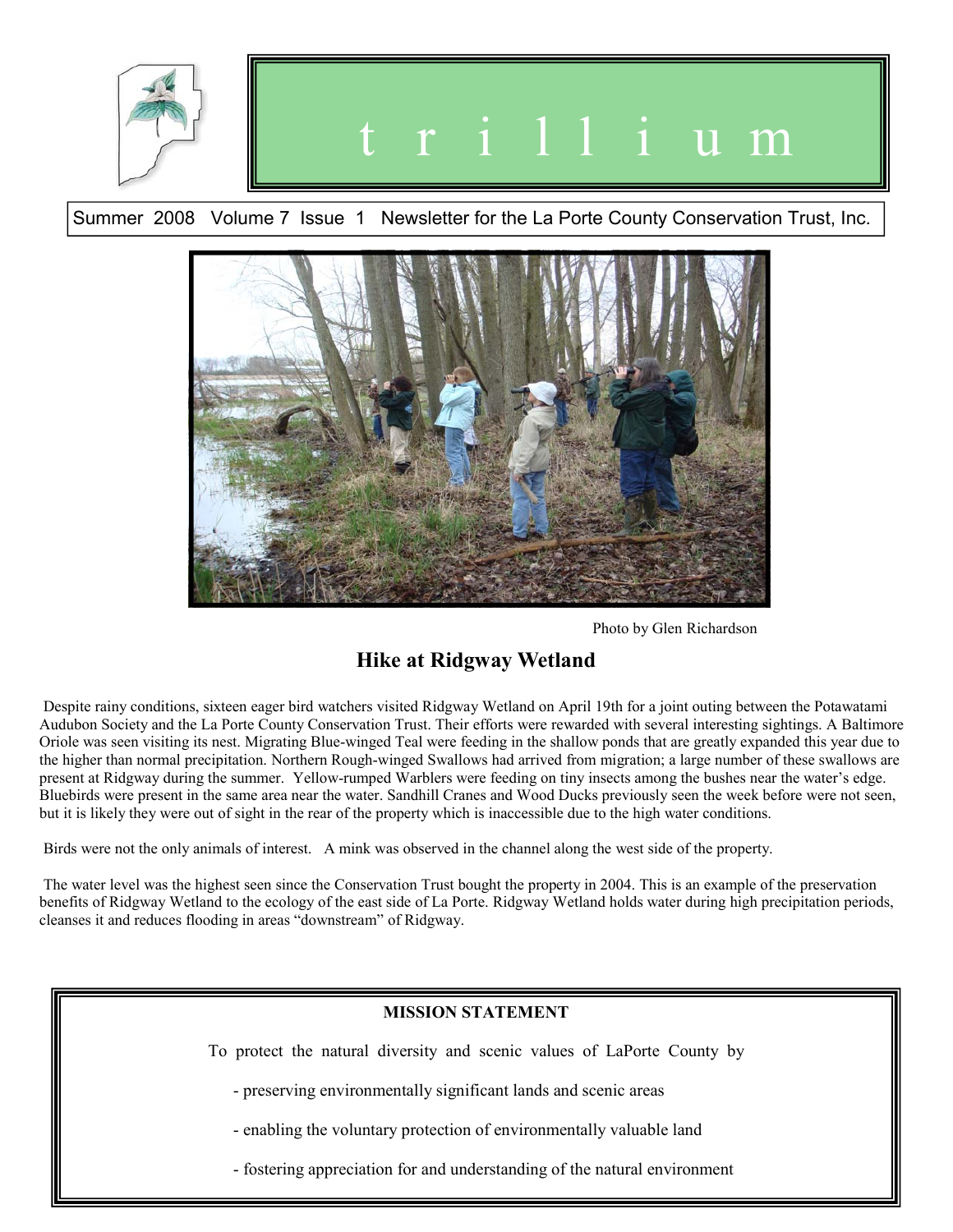# trillium

Summer 2008 Volume 7 Issue 1 Newsletter for the La Porte County Conservation Trust, Inc.

Photo by Glen Richardson

## Hike at Ridgway Wetland

Despite rainy conditions, sixteen eager bird watchers visited Ridgway Wetland on April 19th for a joint outing between the Potawatami Audubon Society and the La Porte County Conservation Trust. Their efforts were rewarded with several interesting sightings. A Baltimore Oriole was seen visiting its nest. Migrating Blue-winged Teal were feeding in the shallow ponds that are greatly expanded this year due to the higher than normal precipitation. Northern Rough-winged Swallows had arrived from migration; a large number of these swallows are present at Ridgway during the summer. Yellow-rumped Warblers were feeding on tiny insects among the bushes near the water's edge. Bluebirds were present in the same area near the water. Sandhill Cranes and Wood Ducks previously seen the week before were not seen, but it is likely they were out of sight in the rear of the property which is inaccessible due to the high water conditions.

Birds were not the only animals of interest. A mink was observed in the channel along the west side of the property.

The water level was the highest seen since the Conservation Trust bought the property in 2004. This is an example of the preservation benefits of Ridgway Wetland to the ecology of the east side of La Porte. Ridgway Wetland holds water during high precipitation periods, cleanses it and reduces flooding in areas "downstream" of Ridgway.

**MISSION STATEMENT**

To protect the natural diversity and scenic values of LaPorte County by

- preserving environmentally significant lands and scenic areas
- enabling the voluntary protection of environmentally valuable land
- fostering appreciation for and understanding of the natural environment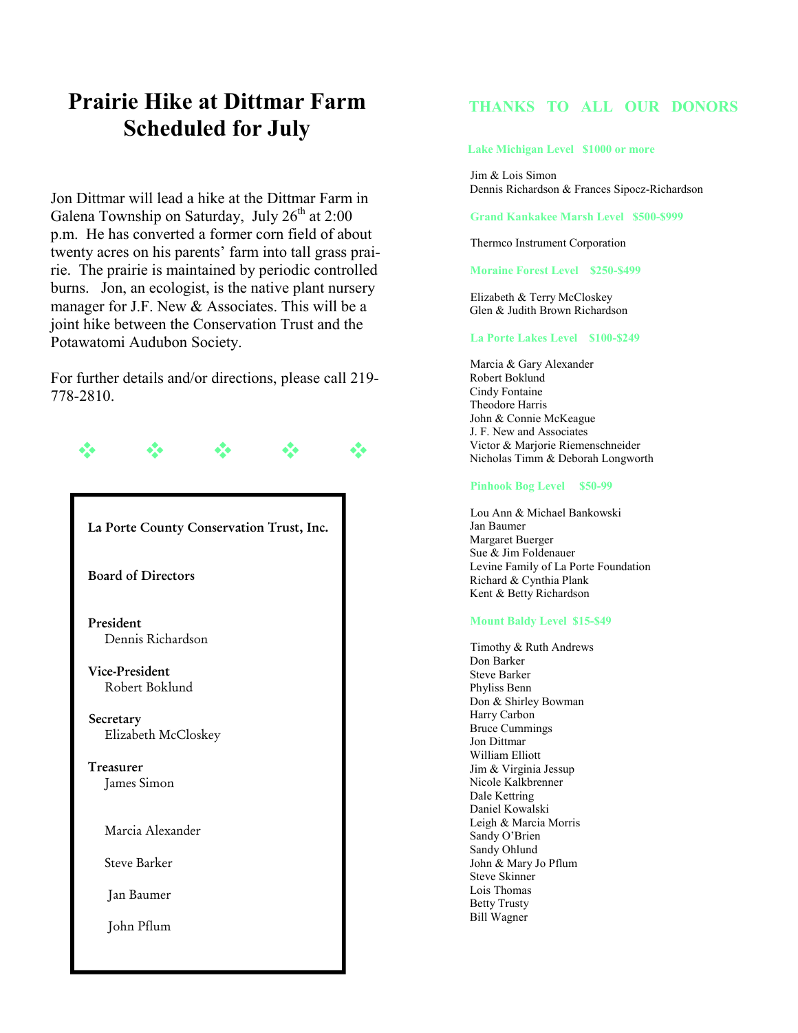# Prairie Hike at Dittmar Farm Scheduled for July

Jon Dittmar will lead a hike at the Dittmar Farm in Galena Township on Saturday, July 26th at 2:00 p.m. He has converted a former corn field of about twenty acres on his parents' farm into tall grass prairie. The prairie is maintained by periodic controlled burns. Jon, an ecologist, is the native plant nursery manager for J.F. New & Associates. This will be a joint hike between the Conservation Trust and the Potawatomi Audubon Society.

For further details and/or directions, please call 219-778-2810.

❖ ❖ ❖ ❖ ❖

**La Porte County Conservation Trust, Inc.**

**Board of Directors**

**President**
Dennis Richardson

**Vice-President**
Robert Boklund

**Secretary**
Elizabeth McCloskey

**Treasurer**
James Simon

Marcia Alexander

Steve Barker

Jan Baumer

John Pflum

## THANKS TO ALL OUR DONORS

**Lake Michigan Level $1000 or more**

Jim & Lois Simon
Dennis Richardson & Frances Sipocz-Richardson

**Grand Kankakee Marsh Level $500-$999**

Thermco Instrument Corporation

**Moraine Forest Level $250-$499**

Elizabeth & Terry McCloskey
Glen & Judith Brown Richardson

**La Porte Lakes Level $100-$249**

Marcia & Gary Alexander
Robert Boklund
Cindy Fontaine
Theodore Harris
John & Connie McKeague
J. F. New and Associates
Victor & Marjorie Riemenschneider
Nicholas Timm & Deborah Longworth

**Pinhook Bog Level $50-99**

Lou Ann & Michael Bankowski
Jan Baumer
Margaret Buerger
Sue & Jim Foldenauer
Levine Family of La Porte Foundation
Richard & Cynthia Plank
Kent & Betty Richardson

**Mount Baldy Level $15-$49**

Timothy & Ruth Andrews
Don Barker
Steve Barker
Phyliss Benn
Don & Shirley Bowman
Harry Carbon
Bruce Cummings
Jon Dittmar
William Elliott
Jim & Virginia Jessup
Nicole Kalkbrenner
Dale Kettring
Daniel Kowalski
Leigh & Marcia Morris
Sandy O'Brien
Sandy Ohlund
John & Mary Jo Pflum
Steve Skinner
Lois Thomas
Betty Trusty
Bill Wagner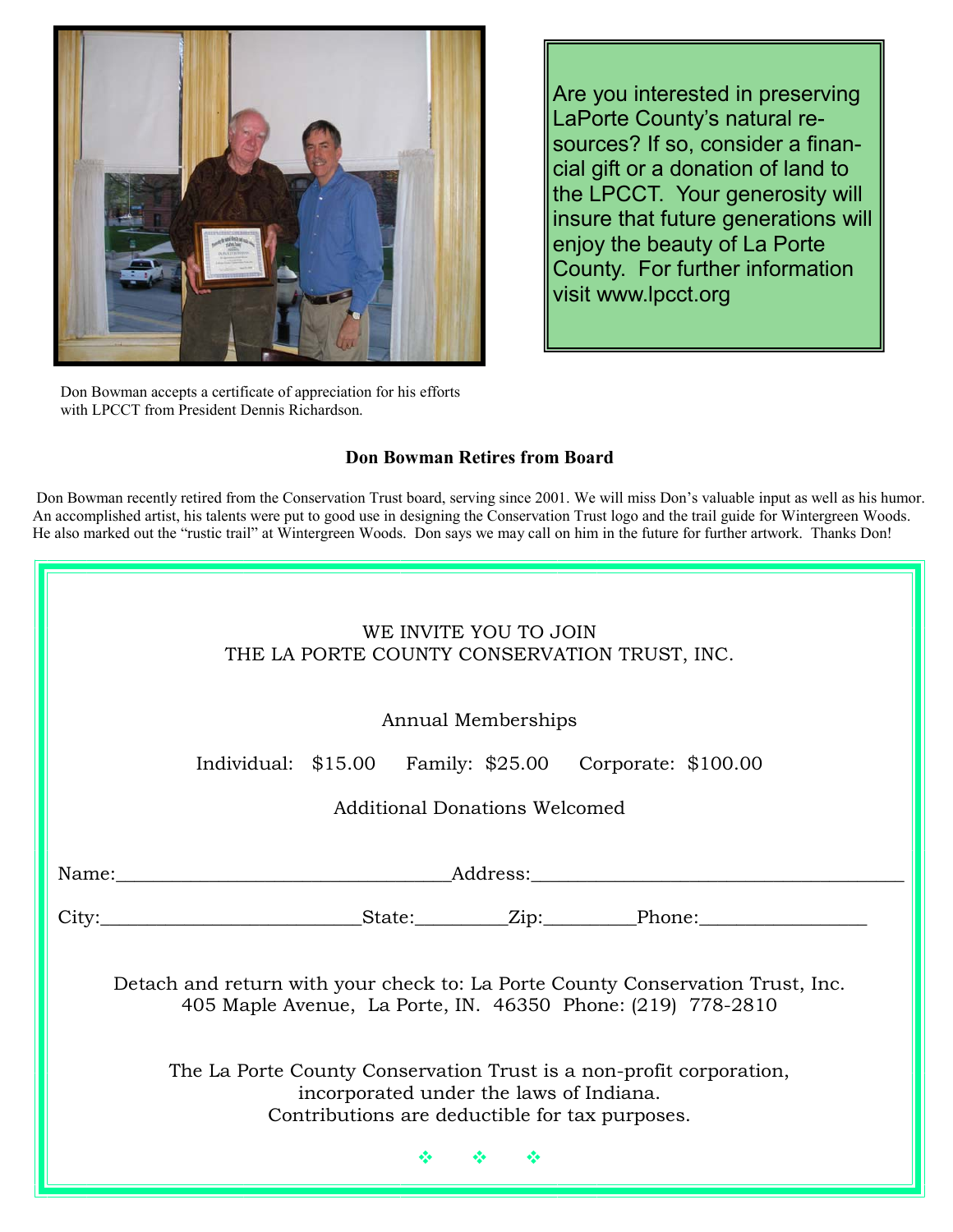Don Bowman accepts a certificate of appreciation for his efforts with LPCCT from President Dennis Richardson.

Are you interested in preserving LaPorte County's natural resources? If so, consider a financial gift or a donation of land to the LPCCT. Your generosity will insure that future generations will enjoy the beauty of La Porte County. For further information visit www.lpcct.org

**Don Bowman Retires from Board**

Don Bowman recently retired from the Conservation Trust board, serving since 2001. We will miss Don's valuable input as well as his humor. An accomplished artist, his talents were put to good use in designing the Conservation Trust logo and the trail guide for Wintergreen Woods. He also marked out the "rustic trail" at Wintergreen Woods. Don says we may call on him in the future for further artwork. Thanks Don!

WE INVITE YOU TO JOIN
THE LA PORTE COUNTY CONSERVATION TRUST, INC.

Annual Memberships

Individual: $15.00 Family: $25.00 Corporate: $100.00

Additional Donations Welcomed

Name:_________________________________Address:_____________________________________

City:__________________________State:_________Zip:_________Phone:_________________

Detach and return with your check to: La Porte County Conservation Trust, Inc.
405 Maple Avenue, La Porte, IN. 46350 Phone: (219) 778-2810

The La Porte County Conservation Trust is a non-profit corporation,
incorporated under the laws of Indiana.
Contributions are deductible for tax purposes.

❖ ❖ ❖